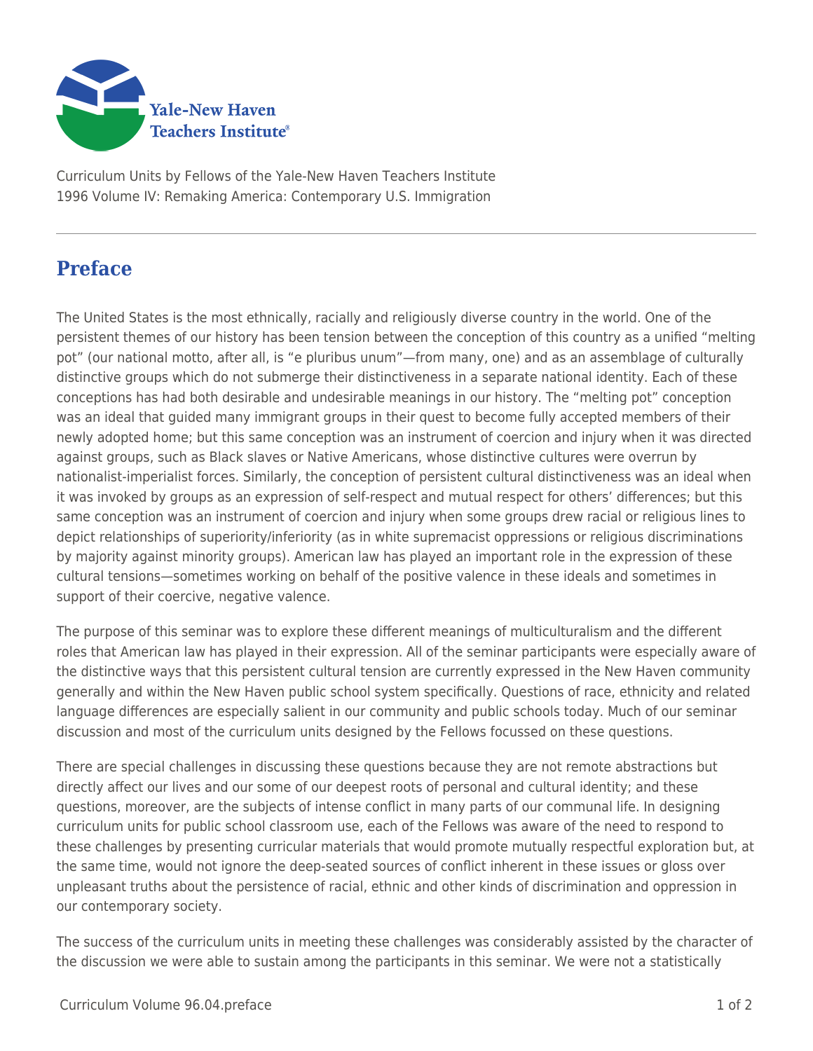Curriculum Units by Fellows of the Yale-New Haven Teachers Institute
1996 Volume IV: Remaking America: Contemporary U.S. Immigration

# Preface

The United States is the most ethnically, racially and religiously diverse country in the world. One of the persistent themes of our history has been tension between the conception of this country as a unified "melting pot" (our national motto, after all, is "e pluribus unum"—from many, one) and as an assemblage of culturally distinctive groups which do not submerge their distinctiveness in a separate national identity. Each of these conceptions has had both desirable and undesirable meanings in our history. The "melting pot" conception was an ideal that guided many immigrant groups in their quest to become fully accepted members of their newly adopted home; but this same conception was an instrument of coercion and injury when it was directed against groups, such as Black slaves or Native Americans, whose distinctive cultures were overrun by nationalist-imperialist forces. Similarly, the conception of persistent cultural distinctiveness was an ideal when it was invoked by groups as an expression of self-respect and mutual respect for others' differences; but this same conception was an instrument of coercion and injury when some groups drew racial or religious lines to depict relationships of superiority/inferiority (as in white supremacist oppressions or religious discriminations by majority against minority groups). American law has played an important role in the expression of these cultural tensions—sometimes working on behalf of the positive valence in these ideals and sometimes in support of their coercive, negative valence.

The purpose of this seminar was to explore these different meanings of multiculturalism and the different roles that American law has played in their expression. All of the seminar participants were especially aware of the distinctive ways that this persistent cultural tension are currently expressed in the New Haven community generally and within the New Haven public school system specifically. Questions of race, ethnicity and related language differences are especially salient in our community and public schools today. Much of our seminar discussion and most of the curriculum units designed by the Fellows focussed on these questions.

There are special challenges in discussing these questions because they are not remote abstractions but directly affect our lives and our some of our deepest roots of personal and cultural identity; and these questions, moreover, are the subjects of intense conflict in many parts of our communal life. In designing curriculum units for public school classroom use, each of the Fellows was aware of the need to respond to these challenges by presenting curricular materials that would promote mutually respectful exploration but, at the same time, would not ignore the deep-seated sources of conflict inherent in these issues or gloss over unpleasant truths about the persistence of racial, ethnic and other kinds of discrimination and oppression in our contemporary society.

The success of the curriculum units in meeting these challenges was considerably assisted by the character of the discussion we were able to sustain among the participants in this seminar. We were not a statistically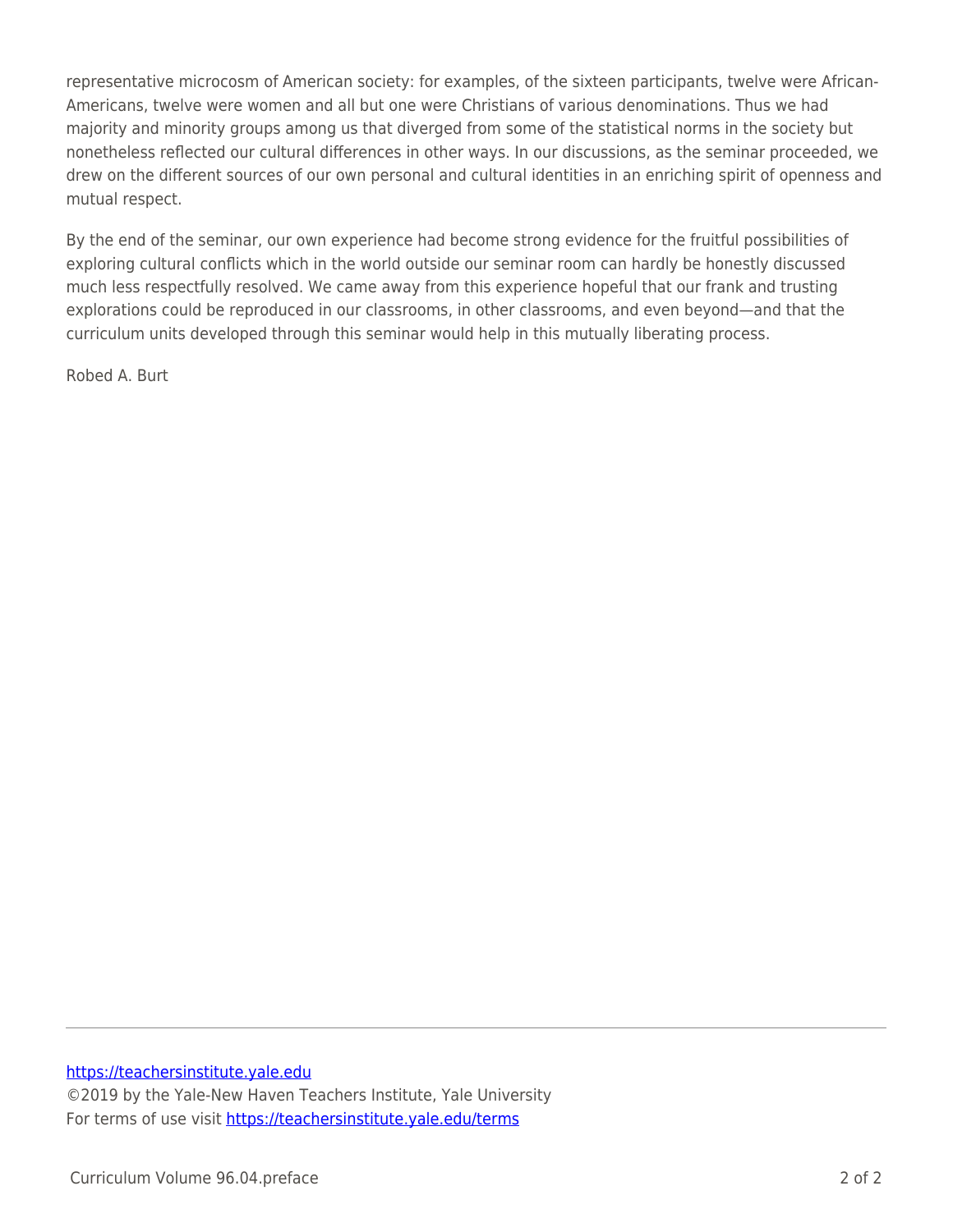representative microcosm of American society: for examples, of the sixteen participants, twelve were African-Americans, twelve were women and all but one were Christians of various denominations. Thus we had majority and minority groups among us that diverged from some of the statistical norms in the society but nonetheless reflected our cultural differences in other ways. In our discussions, as the seminar proceeded, we drew on the different sources of our own personal and cultural identities in an enriching spirit of openness and mutual respect.

By the end of the seminar, our own experience had become strong evidence for the fruitful possibilities of exploring cultural conflicts which in the world outside our seminar room can hardly be honestly discussed much less respectfully resolved. We came away from this experience hopeful that our frank and trusting explorations could be reproduced in our classrooms, in other classrooms, and even beyond—and that the curriculum units developed through this seminar would help in this mutually liberating process.

Robed A. Burt

---

https://teachersinstitute.yale.edu
©2019 by the Yale-New Haven Teachers Institute, Yale University
For terms of use visit https://teachersinstitute.yale.edu/terms